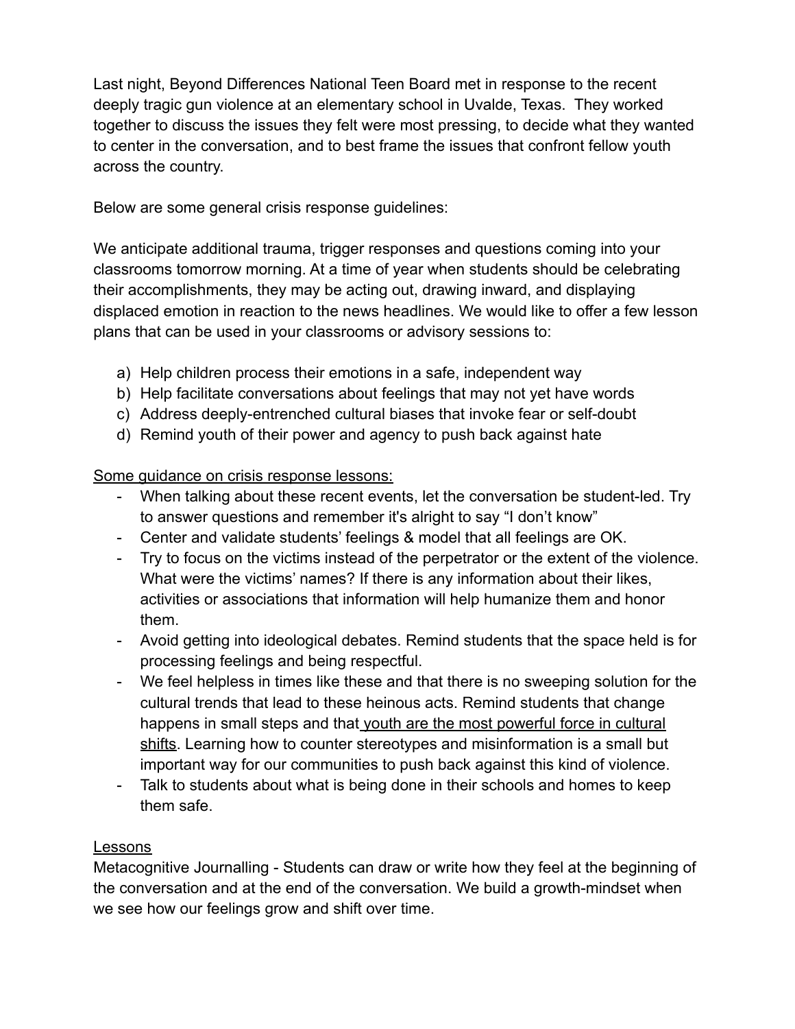Last night, Beyond Differences National Teen Board met in response to the recent deeply tragic gun violence at an elementary school in Uvalde, Texas. They worked together to discuss the issues they felt were most pressing, to decide what they wanted to center in the conversation, and to best frame the issues that confront fellow youth across the country.

Below are some general crisis response guidelines:

We anticipate additional trauma, trigger responses and questions coming into your classrooms tomorrow morning. At a time of year when students should be celebrating their accomplishments, they may be acting out, drawing inward, and displaying displaced emotion in reaction to the news headlines. We would like to offer a few lesson plans that can be used in your classrooms or advisory sessions to:

a) Help children process their emotions in a safe, independent way
b) Help facilitate conversations about feelings that may not yet have words
c) Address deeply-entrenched cultural biases that invoke fear or self-doubt
d) Remind youth of their power and agency to push back against hate

<u>Some guidance on crisis response lessons:</u>

- When talking about these recent events, let the conversation be student-led. Try to answer questions and remember it's alright to say "I don't know"
- Center and validate students' feelings & model that all feelings are OK.
- Try to focus on the victims instead of the perpetrator or the extent of the violence. What were the victims' names? If there is any information about their likes, activities or associations that information will help humanize them and honor them.
- Avoid getting into ideological debates. Remind students that the space held is for processing feelings and being respectful.
- We feel helpless in times like these and that there is no sweeping solution for the cultural trends that lead to these heinous acts. Remind students that change happens in small steps and that <u>youth are the most powerful force in cultural shifts</u>. Learning how to counter stereotypes and misinformation is a small but important way for our communities to push back against this kind of violence.
- Talk to students about what is being done in their schools and homes to keep them safe.

<u>Lessons</u>

Metacognitive Journalling - Students can draw or write how they feel at the beginning of the conversation and at the end of the conversation. We build a growth-mindset when we see how our feelings grow and shift over time.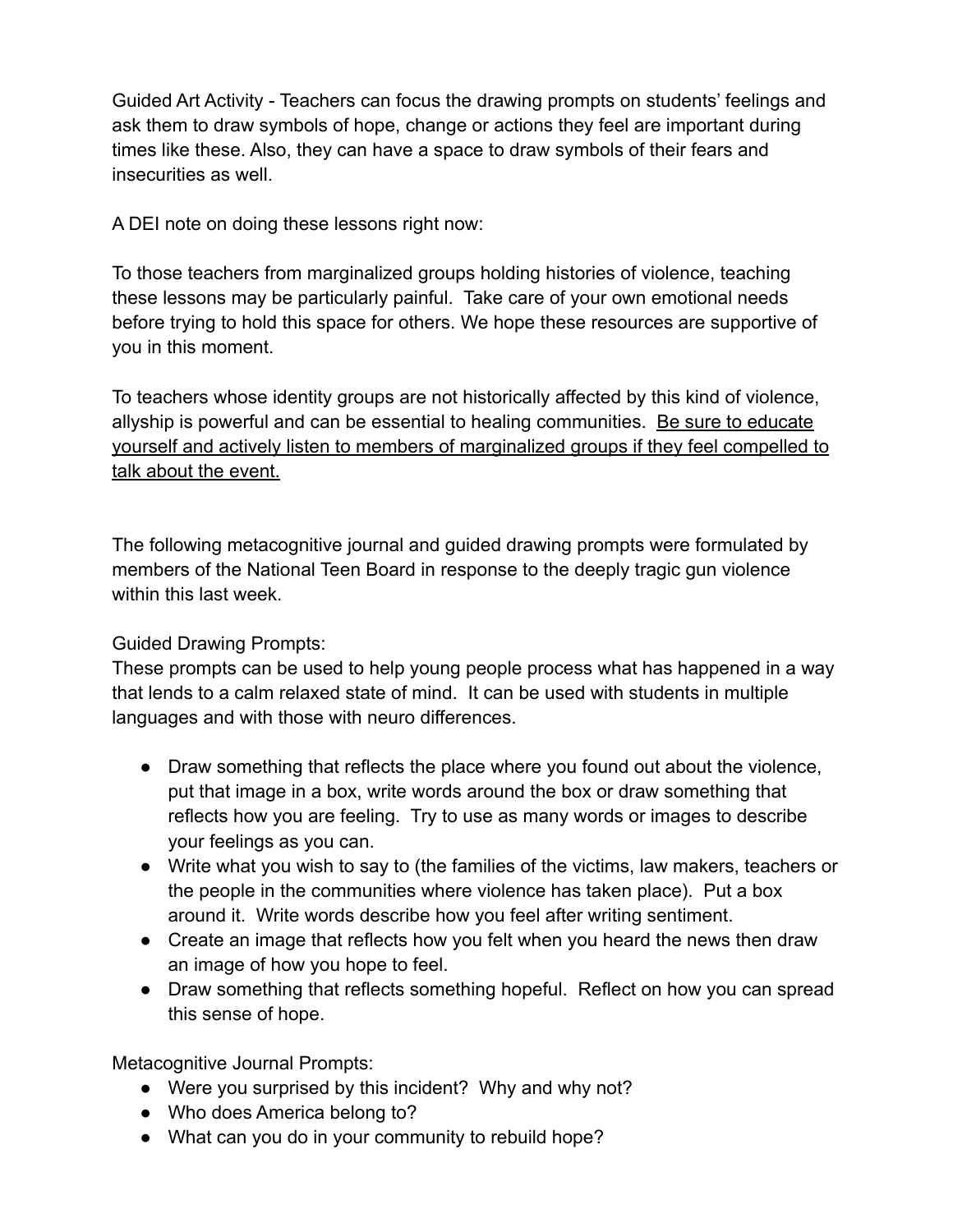Guided Art Activity - Teachers can focus the drawing prompts on students' feelings and ask them to draw symbols of hope, change or actions they feel are important during times like these. Also, they can have a space to draw symbols of their fears and insecurities as well.

A DEI note on doing these lessons right now:

To those teachers from marginalized groups holding histories of violence, teaching these lessons may be particularly painful. Take care of your own emotional needs before trying to hold this space for others. We hope these resources are supportive of you in this moment.

To teachers whose identity groups are not historically affected by this kind of violence, allyship is powerful and can be essential to healing communities. <u>Be sure to educate yourself and actively listen to members of marginalized groups if they feel compelled to talk about the event.</u>

The following metacognitive journal and guided drawing prompts were formulated by members of the National Teen Board in response to the deeply tragic gun violence within this last week.

Guided Drawing Prompts:
These prompts can be used to help young people process what has happened in a way that lends to a calm relaxed state of mind. It can be used with students in multiple languages and with those with neuro differences.

- Draw something that reflects the place where you found out about the violence, put that image in a box, write words around the box or draw something that reflects how you are feeling. Try to use as many words or images to describe your feelings as you can.
- Write what you wish to say to (the families of the victims, law makers, teachers or the people in the communities where violence has taken place). Put a box around it. Write words describe how you feel after writing sentiment.
- Create an image that reflects how you felt when you heard the news then draw an image of how you hope to feel.
- Draw something that reflects something hopeful. Reflect on how you can spread this sense of hope.

Metacognitive Journal Prompts:
- Were you surprised by this incident? Why and why not?
- Who does America belong to?
- What can you do in your community to rebuild hope?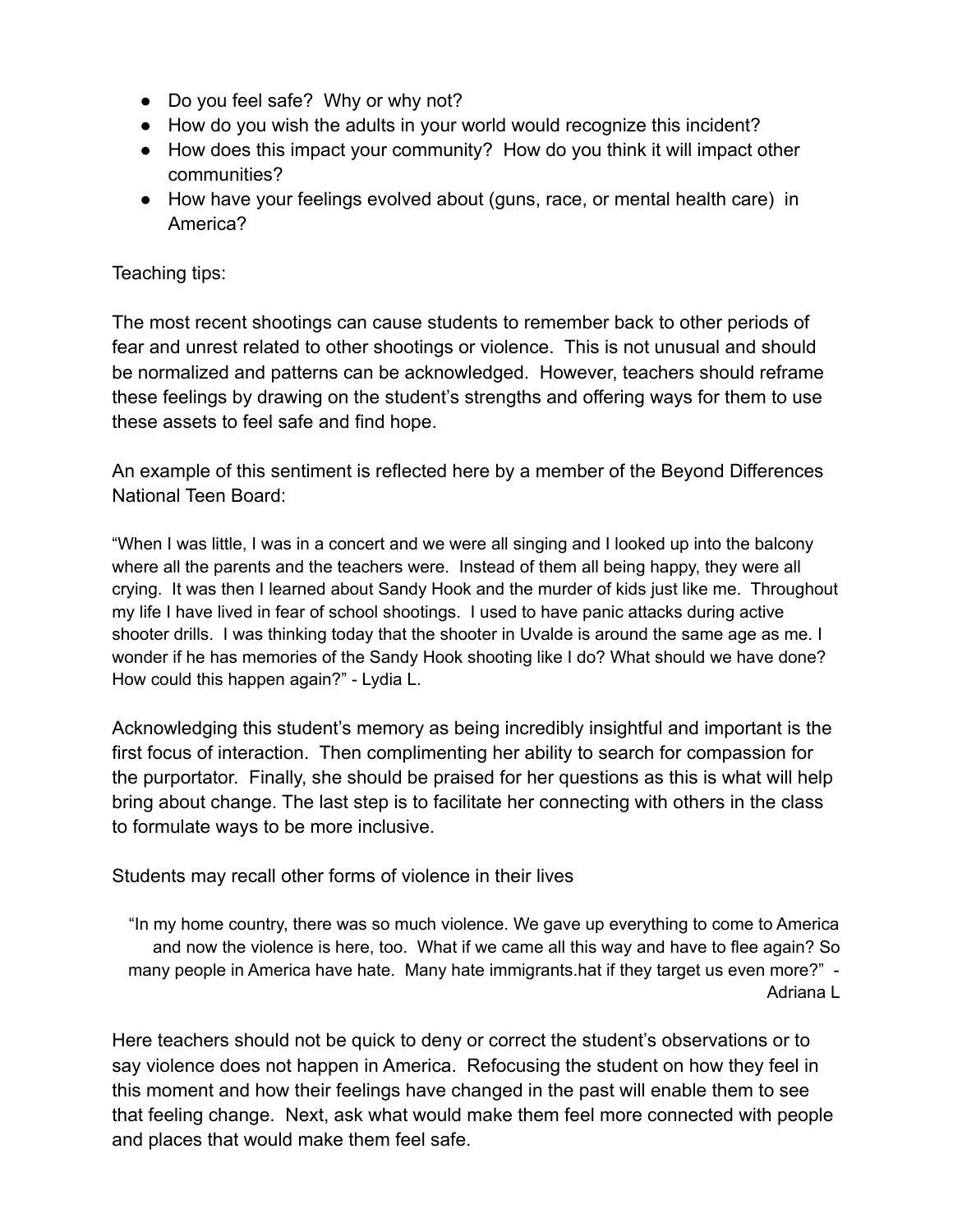- Do you feel safe? Why or why not?
- How do you wish the adults in your world would recognize this incident?
- How does this impact your community? How do you think it will impact other communities?
- How have your feelings evolved about (guns, race, or mental health care) in America?

Teaching tips:

The most recent shootings can cause students to remember back to other periods of fear and unrest related to other shootings or violence. This is not unusual and should be normalized and patterns can be acknowledged. However, teachers should reframe these feelings by drawing on the student's strengths and offering ways for them to use these assets to feel safe and find hope.

An example of this sentiment is reflected here by a member of the Beyond Differences National Teen Board:

> "When I was little, I was in a concert and we were all singing and I looked up into the balcony where all the parents and the teachers were. Instead of them all being happy, they were all crying. It was then I learned about Sandy Hook and the murder of kids just like me. Throughout my life I have lived in fear of school shootings. I used to have panic attacks during active shooter drills. I was thinking today that the shooter in Uvalde is around the same age as me. I wonder if he has memories of the Sandy Hook shooting like I do? What should we have done? How could this happen again?" - Lydia L.

Acknowledging this student's memory as being incredibly insightful and important is the first focus of interaction. Then complimenting her ability to search for compassion for the purportator. Finally, she should be praised for her questions as this is what will help bring about change. The last step is to facilitate her connecting with others in the class to formulate ways to be more inclusive.

Students may recall other forms of violence in their lives

> "In my home country, there was so much violence. We gave up everything to come to America and now the violence is here, too. What if we came all this way and have to flee again? So many people in America have hate. Many hate immigrants.hat if they target us even more?" - Adriana L

Here teachers should not be quick to deny or correct the student's observations or to say violence does not happen in America. Refocusing the student on how they feel in this moment and how their feelings have changed in the past will enable them to see that feeling change. Next, ask what would make them feel more connected with people and places that would make them feel safe.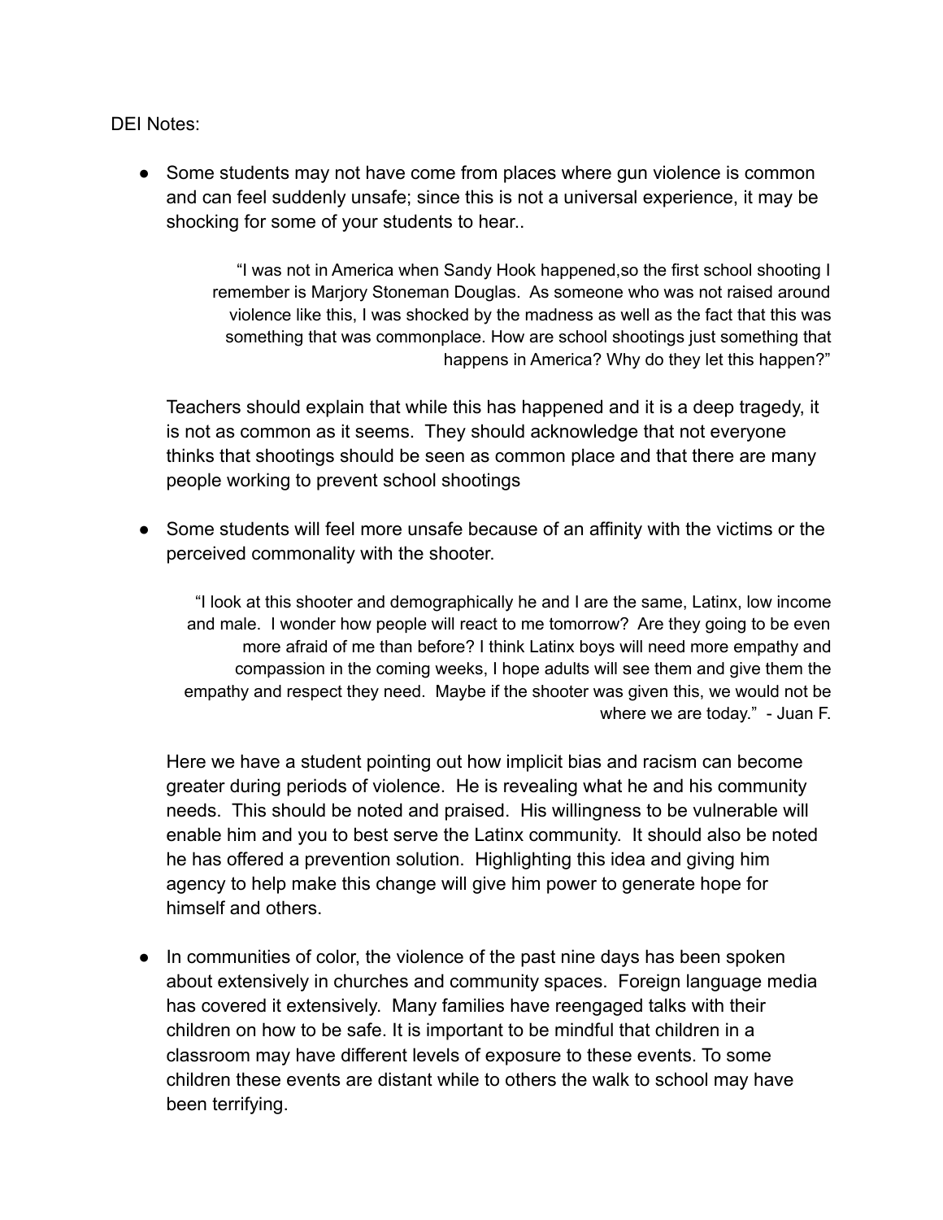DEI Notes:

- Some students may not have come from places where gun violence is common and can feel suddenly unsafe; since this is not a universal experience, it may be shocking for some of your students to hear..

  > "I was not in America when Sandy Hook happened,so the first school shooting I remember is Marjory Stoneman Douglas. As someone who was not raised around violence like this, I was shocked by the madness as well as the fact that this was something that was commonplace. How are school shootings just something that happens in America? Why do they let this happen?"

  Teachers should explain that while this has happened and it is a deep tragedy, it is not as common as it seems. They should acknowledge that not everyone thinks that shootings should be seen as common place and that there are many people working to prevent school shootings

- Some students will feel more unsafe because of an affinity with the victims or the perceived commonality with the shooter.

  > "I look at this shooter and demographically he and I are the same, Latinx, low income and male. I wonder how people will react to me tomorrow? Are they going to be even more afraid of me than before? I think Latinx boys will need more empathy and compassion in the coming weeks, I hope adults will see them and give them the empathy and respect they need. Maybe if the shooter was given this, we would not be where we are today." - Juan F.

  Here we have a student pointing out how implicit bias and racism can become greater during periods of violence. He is revealing what he and his community needs. This should be noted and praised. His willingness to be vulnerable will enable him and you to best serve the Latinx community. It should also be noted he has offered a prevention solution. Highlighting this idea and giving him agency to help make this change will give him power to generate hope for himself and others.

- In communities of color, the violence of the past nine days has been spoken about extensively in churches and community spaces. Foreign language media has covered it extensively. Many families have reengaged talks with their children on how to be safe. It is important to be mindful that children in a classroom may have different levels of exposure to these events. To some children these events are distant while to others the walk to school may have been terrifying.